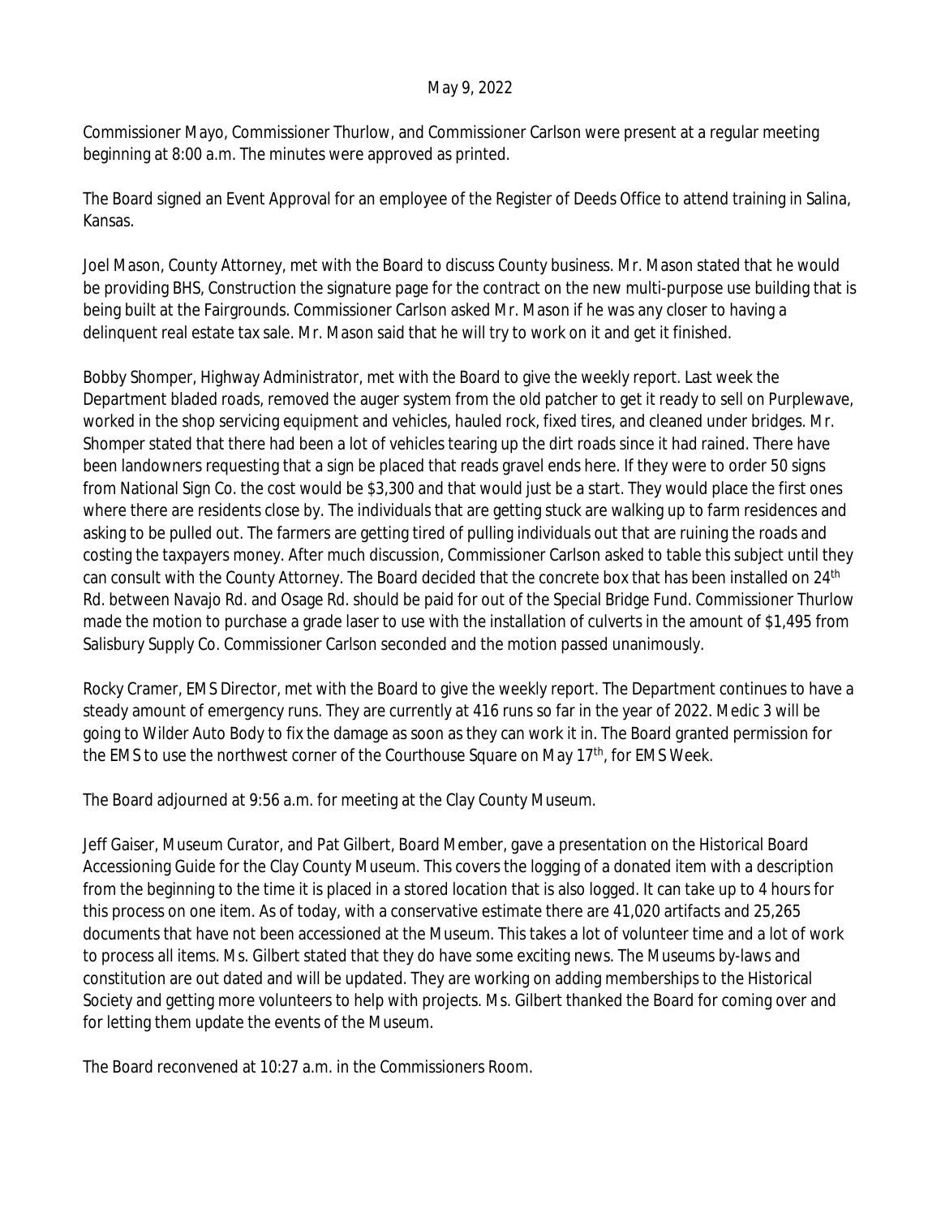May 9, 2022

Commissioner Mayo, Commissioner Thurlow, and Commissioner Carlson were present at a regular meeting beginning at 8:00 a.m. The minutes were approved as printed.

The Board signed an Event Approval for an employee of the Register of Deeds Office to attend training in Salina, Kansas.

Joel Mason, County Attorney, met with the Board to discuss County business. Mr. Mason stated that he would be providing BHS, Construction the signature page for the contract on the new multi-purpose use building that is being built at the Fairgrounds. Commissioner Carlson asked Mr. Mason if he was any closer to having a delinquent real estate tax sale. Mr. Mason said that he will try to work on it and get it finished.

Bobby Shomper, Highway Administrator, met with the Board to give the weekly report. Last week the Department bladed roads, removed the auger system from the old patcher to get it ready to sell on Purplewave, worked in the shop servicing equipment and vehicles, hauled rock, fixed tires, and cleaned under bridges. Mr. Shomper stated that there had been a lot of vehicles tearing up the dirt roads since it had rained. There have been landowners requesting that a sign be placed that reads gravel ends here. If they were to order 50 signs from National Sign Co. the cost would be $3,300 and that would just be a start. They would place the first ones where there are residents close by. The individuals that are getting stuck are walking up to farm residences and asking to be pulled out. The farmers are getting tired of pulling individuals out that are ruining the roads and costing the taxpayers money. After much discussion, Commissioner Carlson asked to table this subject until they can consult with the County Attorney. The Board decided that the concrete box that has been installed on 24th Rd. between Navajo Rd. and Osage Rd. should be paid for out of the Special Bridge Fund. Commissioner Thurlow made the motion to purchase a grade laser to use with the installation of culverts in the amount of $1,495 from Salisbury Supply Co. Commissioner Carlson seconded and the motion passed unanimously.

Rocky Cramer, EMS Director, met with the Board to give the weekly report. The Department continues to have a steady amount of emergency runs. They are currently at 416 runs so far in the year of 2022. Medic 3 will be going to Wilder Auto Body to fix the damage as soon as they can work it in. The Board granted permission for the EMS to use the northwest corner of the Courthouse Square on May 17th, for EMS Week.

The Board adjourned at 9:56 a.m. for meeting at the Clay County Museum.

Jeff Gaiser, Museum Curator, and Pat Gilbert, Board Member, gave a presentation on the Historical Board Accessioning Guide for the Clay County Museum. This covers the logging of a donated item with a description from the beginning to the time it is placed in a stored location that is also logged. It can take up to 4 hours for this process on one item. As of today, with a conservative estimate there are 41,020 artifacts and 25,265 documents that have not been accessioned at the Museum. This takes a lot of volunteer time and a lot of work to process all items. Ms. Gilbert stated that they do have some exciting news. The Museums by-laws and constitution are out dated and will be updated. They are working on adding memberships to the Historical Society and getting more volunteers to help with projects. Ms. Gilbert thanked the Board for coming over and for letting them update the events of the Museum.

The Board reconvened at 10:27 a.m. in the Commissioners Room.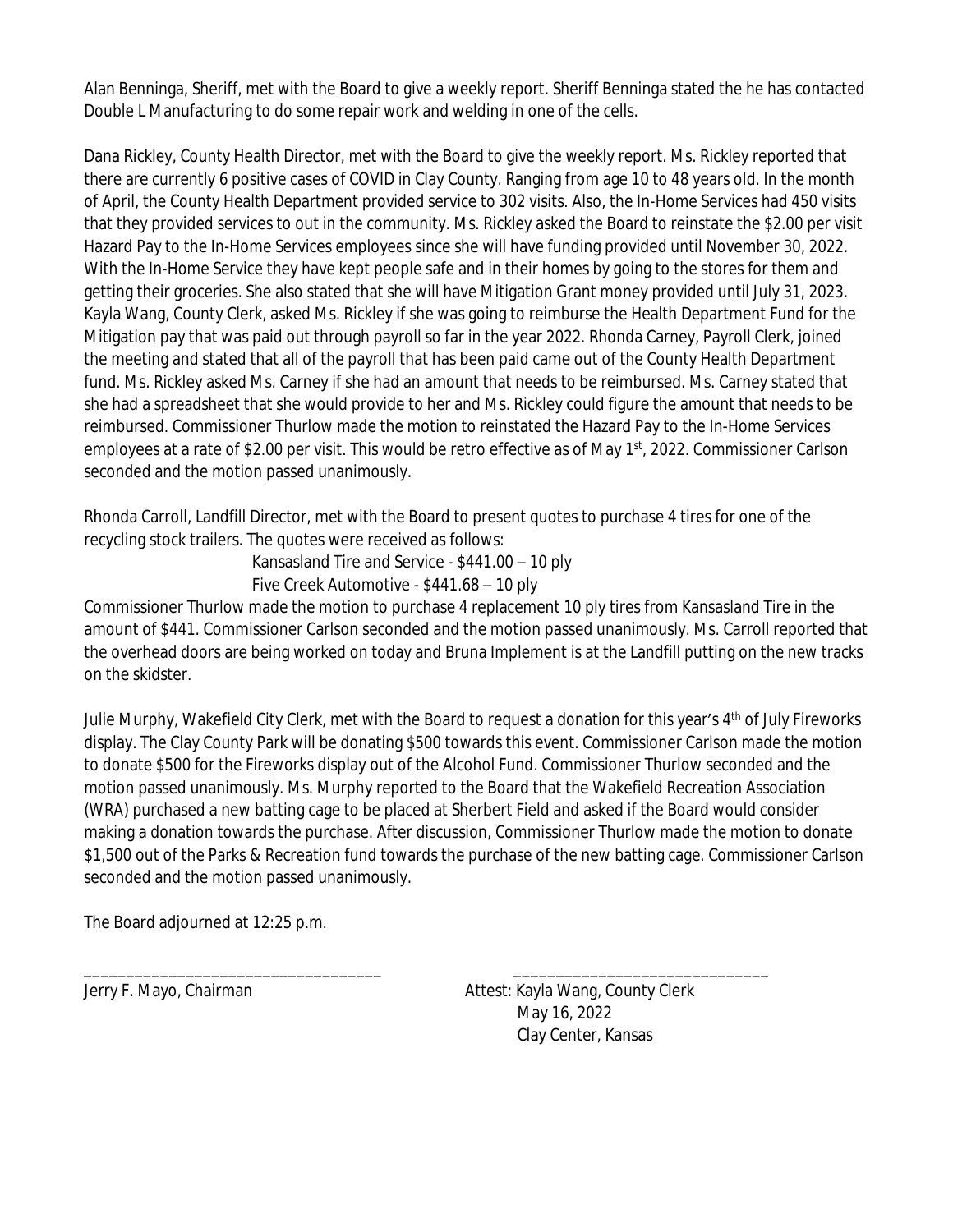Alan Benninga, Sheriff, met with the Board to give a weekly report. Sheriff Benninga stated the he has contacted Double L Manufacturing to do some repair work and welding in one of the cells.

Dana Rickley, County Health Director, met with the Board to give the weekly report. Ms. Rickley reported that there are currently 6 positive cases of COVID in Clay County. Ranging from age 10 to 48 years old. In the month of April, the County Health Department provided service to 302 visits. Also, the In-Home Services had 450 visits that they provided services to out in the community. Ms. Rickley asked the Board to reinstate the $2.00 per visit Hazard Pay to the In-Home Services employees since she will have funding provided until November 30, 2022. With the In-Home Service they have kept people safe and in their homes by going to the stores for them and getting their groceries. She also stated that she will have Mitigation Grant money provided until July 31, 2023. Kayla Wang, County Clerk, asked Ms. Rickley if she was going to reimburse the Health Department Fund for the Mitigation pay that was paid out through payroll so far in the year 2022. Rhonda Carney, Payroll Clerk, joined the meeting and stated that all of the payroll that has been paid came out of the County Health Department fund. Ms. Rickley asked Ms. Carney if she had an amount that needs to be reimbursed. Ms. Carney stated that she had a spreadsheet that she would provide to her and Ms. Rickley could figure the amount that needs to be reimbursed. Commissioner Thurlow made the motion to reinstated the Hazard Pay to the In-Home Services employees at a rate of $2.00 per visit. This would be retro effective as of May 1st, 2022. Commissioner Carlson seconded and the motion passed unanimously.

Rhonda Carroll, Landfill Director, met with the Board to present quotes to purchase 4 tires for one of the recycling stock trailers. The quotes were received as follows:

Kansasland Tire and Service - $441.00 – 10 ply
Five Creek Automotive - $441.68 – 10 ply

Commissioner Thurlow made the motion to purchase 4 replacement 10 ply tires from Kansasland Tire in the amount of $441. Commissioner Carlson seconded and the motion passed unanimously. Ms. Carroll reported that the overhead doors are being worked on today and Bruna Implement is at the Landfill putting on the new tracks on the skidster.

Julie Murphy, Wakefield City Clerk, met with the Board to request a donation for this year's 4th of July Fireworks display. The Clay County Park will be donating $500 towards this event. Commissioner Carlson made the motion to donate $500 for the Fireworks display out of the Alcohol Fund. Commissioner Thurlow seconded and the motion passed unanimously. Ms. Murphy reported to the Board that the Wakefield Recreation Association (WRA) purchased a new batting cage to be placed at Sherbert Field and asked if the Board would consider making a donation towards the purchase. After discussion, Commissioner Thurlow made the motion to donate $1,500 out of the Parks & Recreation fund towards the purchase of the new batting cage. Commissioner Carlson seconded and the motion passed unanimously.

The Board adjourned at 12:25 p.m.

___________________________________
Jerry F. Mayo, Chairman

___________________________________
Attest: Kayla Wang, County Clerk
May 16, 2022
Clay Center, Kansas